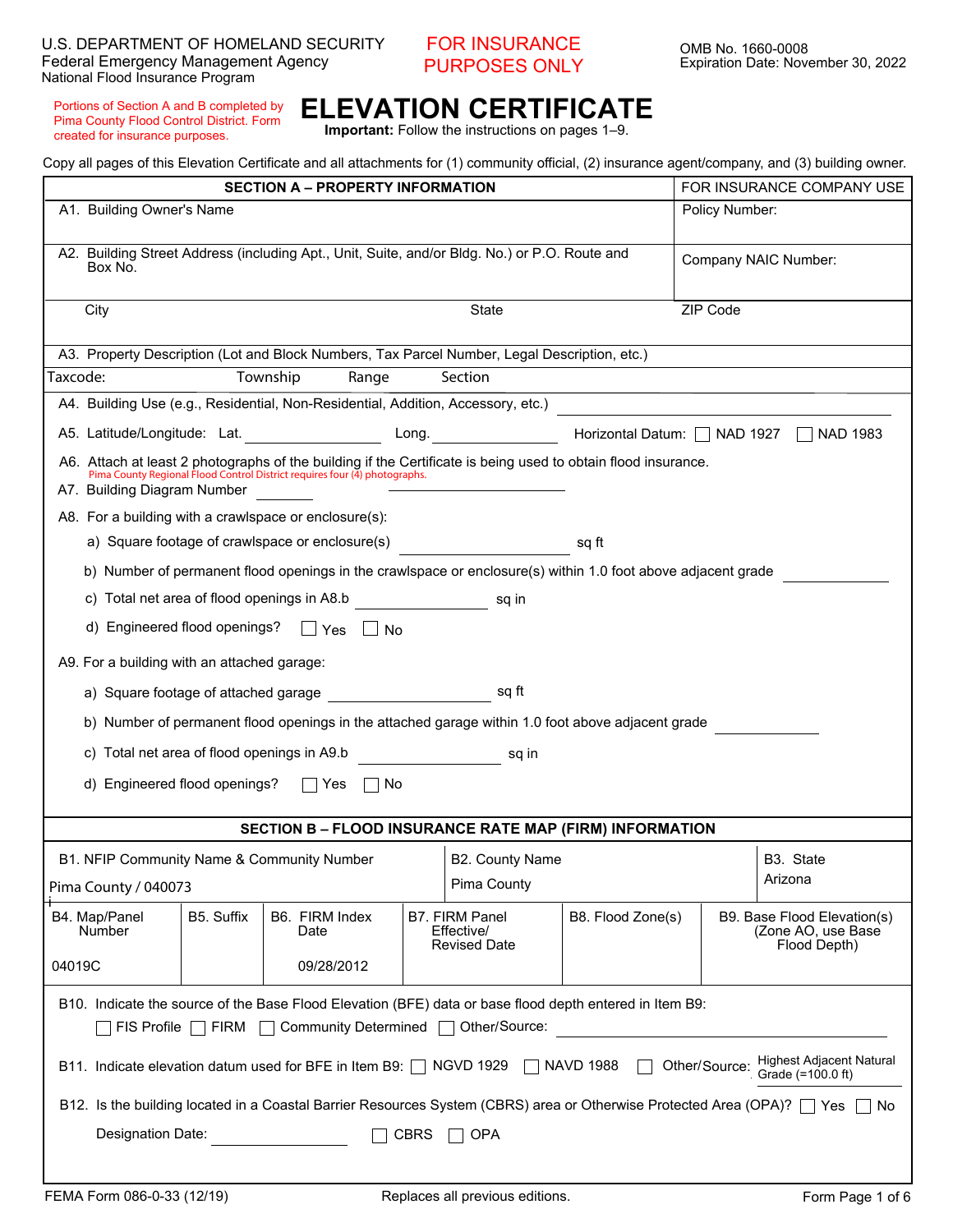U.S. DEPARTMENT OF HOMELAND SECURITY
Federal Emergency Management Agency
National Flood Insurance Program

FOR INSURANCE PURPOSES ONLY

OMB No. 1660-0008
Expiration Date: November 30, 2022

Portions of Section A and B completed by Pima County Flood Control District. Form created for insurance purposes.

# ELEVATION CERTIFICATE

**Important:** Follow the instructions on pages 1–9.

Copy all pages of this Elevation Certificate and all attachments for (1) community official, (2) insurance agent/company, and (3) building owner.

## SECTION A – PROPERTY INFORMATION

FOR INSURANCE COMPANY USE

A1. Building Owner's Name

Policy Number:

A2. Building Street Address (including Apt., Unit, Suite, and/or Bldg. No.) or P.O. Route and Box No.

Company NAIC Number:

City　　State　　ZIP Code

A3. Property Description (Lot and Block Numbers, Tax Parcel Number, Legal Description, etc.)

Taxcode:　　Township　　Range　　Section

A4. Building Use (e.g., Residential, Non-Residential, Addition, Accessory, etc.) ______

A5. Latitude/Longitude: Lat. ______ Long. ______ Horizontal Datum: ☐ NAD 1927 ☐ NAD 1983

A6. Attach at least 2 photographs of the building if the Certificate is being used to obtain flood insurance.
Pima County Regional Flood Control District requires four (4) photographs.

A7. Building Diagram Number ______

A8. For a building with a crawlspace or enclosure(s):

a) Square footage of crawlspace or enclosure(s) ______ sq ft

b) Number of permanent flood openings in the crawlspace or enclosure(s) within 1.0 foot above adjacent grade ______

c) Total net area of flood openings in A8.b ______ sq in

d) Engineered flood openings? ☐ Yes ☐ No

A9. For a building with an attached garage:

a) Square footage of attached garage ______ sq ft

b) Number of permanent flood openings in the attached garage within 1.0 foot above adjacent grade ______

c) Total net area of flood openings in A9.b ______ sq in

d) Engineered flood openings? ☐ Yes ☐ No

## SECTION B – FLOOD INSURANCE RATE MAP (FIRM) INFORMATION

| B1. NFIP Community Name & Community Number | B2. County Name | B3. State |
|---|---|---|
| Pima County / 040073 | Pima County | Arizona |

| B4. Map/Panel Number | B5. Suffix | B6. FIRM Index Date | B7. FIRM Panel Effective/ Revised Date | B8. Flood Zone(s) | B9. Base Flood Elevation(s) (Zone AO, use Base Flood Depth) |
|---|---|---|---|---|---|
| 04019C | | 09/28/2012 | | | |

B10. Indicate the source of the Base Flood Elevation (BFE) data or base flood depth entered in Item B9:
☐ FIS Profile ☐ FIRM ☐ Community Determined ☐ Other/Source: ______

B11. Indicate elevation datum used for BFE in Item B9: ☐ NGVD 1929 ☐ NAVD 1988 ☐ Other/Source: Highest Adjacent Natural Grade (=100.0 ft)

B12. Is the building located in a Coastal Barrier Resources System (CBRS) area or Otherwise Protected Area (OPA)? ☐ Yes ☐ No

Designation Date: ______ ☐ CBRS ☐ OPA

FEMA Form 086-0-33 (12/19)　　Replaces all previous editions.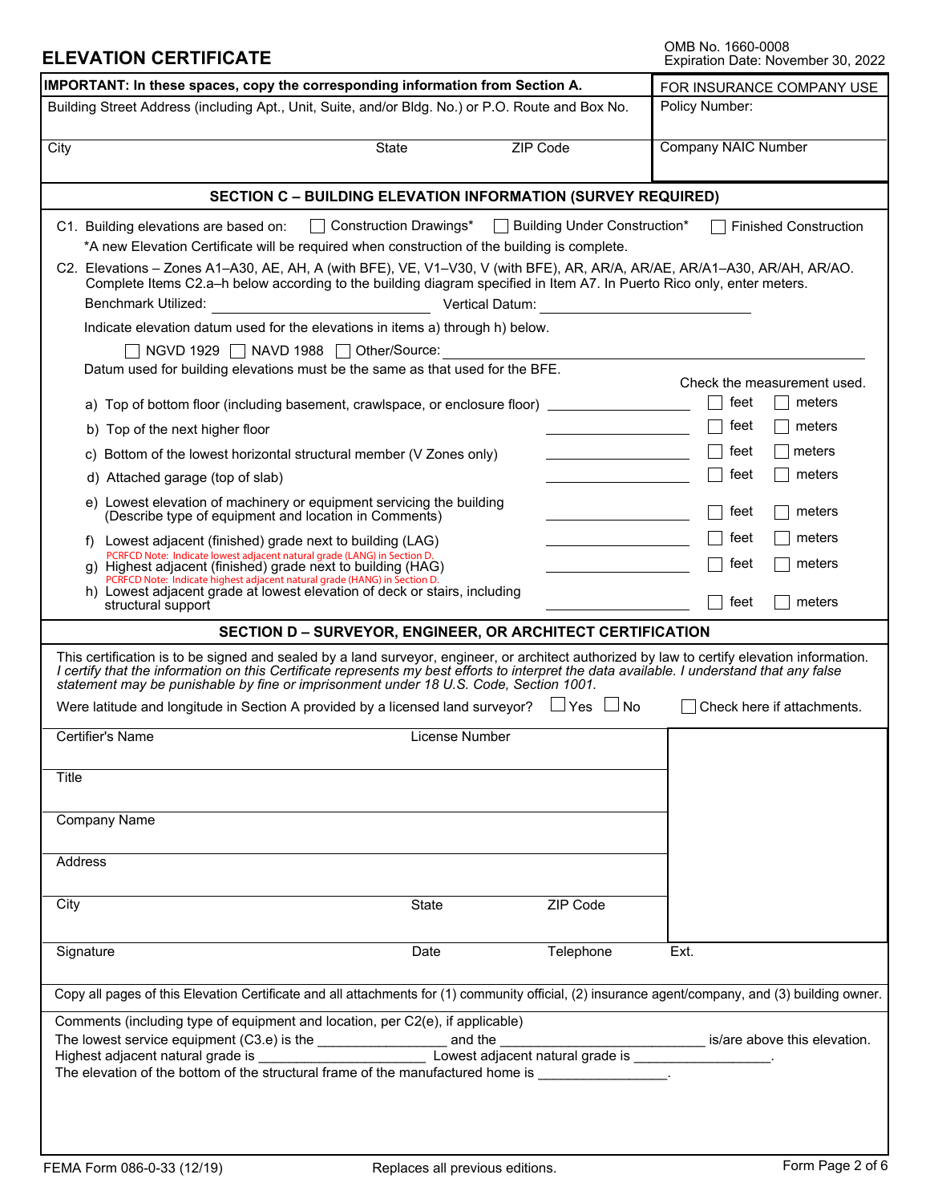# ELEVATION CERTIFICATE

OMB No. 1660-0008
Expiration Date: November 30, 2022

| **IMPORTANT: In these spaces, copy the corresponding information from Section A.** | | | FOR INSURANCE COMPANY USE |
|---|---|---|---|
| Building Street Address (including Apt., Unit, Suite, and/or Bldg. No.) or P.O. Route and Box No. | | | Policy Number: |
| City | State | ZIP Code | Company NAIC Number |

## SECTION C – BUILDING ELEVATION INFORMATION (SURVEY REQUIRED)

C1. Building elevations are based on: ☐ Construction Drawings* ☐ Building Under Construction* ☐ Finished Construction

*A new Elevation Certificate will be required when construction of the building is complete.

C2. Elevations – Zones A1–A30, AE, AH, A (with BFE), VE, V1–V30, V (with BFE), AR, AR/A, AR/AE, AR/A1–A30, AR/AH, AR/AO. Complete Items C2.a–h below according to the building diagram specified in Item A7. In Puerto Rico only, enter meters.

Benchmark Utilized: ______________________ Vertical Datum: ______________________

Indicate elevation datum used for the elevations in items a) through h) below.

☐ NGVD 1929 ☐ NAVD 1988 ☐ Other/Source: ______________________

Datum used for building elevations must be the same as that used for the BFE.

| | | Check the measurement used. | |
|---|---|---|---|
| a) Top of bottom floor (including basement, crawlspace, or enclosure floor) | ____________ | ☐ feet | ☐ meters |
| b) Top of the next higher floor | ____________ | ☐ feet | ☐ meters |
| c) Bottom of the lowest horizontal structural member (V Zones only) | ____________ | ☐ feet | ☐ meters |
| d) Attached garage (top of slab) | ____________ | ☐ feet | ☐ meters |
| e) Lowest elevation of machinery or equipment servicing the building (Describe type of equipment and location in Comments) | ____________ | ☐ feet | ☐ meters |
| f) Lowest adjacent (finished) grade next to building (LAG)<br>PCRFCD Note: Indicate lowest adjacent natural grade (LANG) in Section D. | ____________ | ☐ feet | ☐ meters |
| g) Highest adjacent (finished) grade next to building (HAG)<br>PCRFCD Note: Indicate highest adjacent natural grade (HANG) in Section D. | ____________ | ☐ feet | ☐ meters |
| h) Lowest adjacent grade at lowest elevation of deck or stairs, including structural support | ____________ | ☐ feet | ☐ meters |

## SECTION D – SURVEYOR, ENGINEER, OR ARCHITECT CERTIFICATION

This certification is to be signed and sealed by a land surveyor, engineer, or architect authorized by law to certify elevation information. *I certify that the information on this Certificate represents my best efforts to interpret the data available. I understand that any false statement may be punishable by fine or imprisonment under 18 U.S. Code, Section 1001.*

Were latitude and longitude in Section A provided by a licensed land surveyor? ☐ Yes ☐ No ☐ Check here if attachments.

| Certifier's Name | License Number | | |
|---|---|---|---|
| Title | | | |
| Company Name | | | |
| Address | | | |
| City | State | ZIP Code | |
| Signature | Date | Telephone | Ext. |

Copy all pages of this Elevation Certificate and all attachments for (1) community official, (2) insurance agent/company, and (3) building owner.

Comments (including type of equipment and location, per C2(e), if applicable)

The lowest service equipment (C3.e) is the ________________ and the __________________________ is/are above this elevation.

Highest adjacent natural grade is ______________________ Lowest adjacent natural grade is __________________.

The elevation of the bottom of the structural frame of the manufactured home is ________________.

FEMA Form 086-0-33 (12/19) Replaces all previous editions.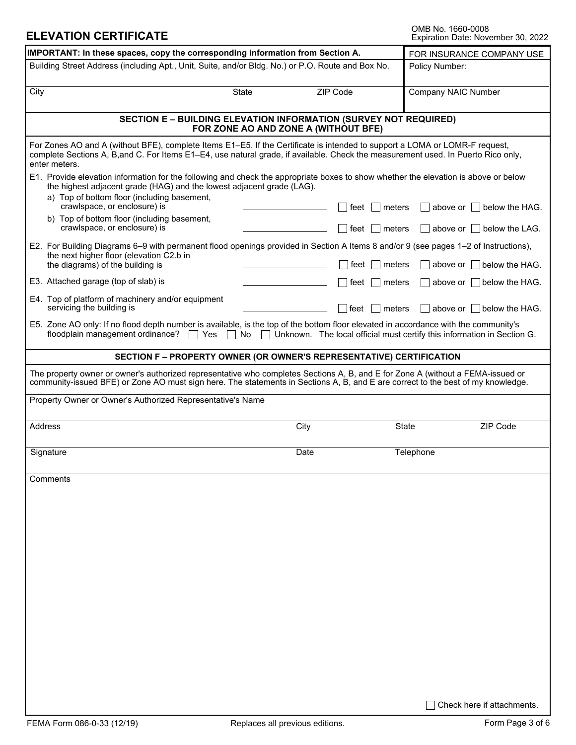# ELEVATION CERTIFICATE

OMB No. 1660-0008
Expiration Date: November 30, 2022

| **IMPORTANT: In these spaces, copy the corresponding information from Section A.** | | | FOR INSURANCE COMPANY USE |
|---|---|---|---|
| Building Street Address (including Apt., Unit, Suite, and/or Bldg. No.) or P.O. Route and Box No. | | | Policy Number: |
| City | State | ZIP Code | Company NAIC Number |

## SECTION E – BUILDING ELEVATION INFORMATION (SURVEY NOT REQUIRED) FOR ZONE AO AND ZONE A (WITHOUT BFE)

For Zones AO and A (without BFE), complete Items E1–E5. If the Certificate is intended to support a LOMA or LOMR-F request, complete Sections A, B,and C. For Items E1–E4, use natural grade, if available. Check the measurement used. In Puerto Rico only, enter meters.

E1. Provide elevation information for the following and check the appropriate boxes to show whether the elevation is above or below the highest adjacent grade (HAG) and the lowest adjacent grade (LAG).

a) Top of bottom floor (including basement, crawlspace, or enclosure) is ____________ ☐ feet ☐ meters ☐ above or ☐ below the HAG.

b) Top of bottom floor (including basement, crawlspace, or enclosure) is ____________ ☐ feet ☐ meters ☐ above or ☐ below the LAG.

E2. For Building Diagrams 6–9 with permanent flood openings provided in Section A Items 8 and/or 9 (see pages 1–2 of Instructions), the next higher floor (elevation C2.b in the diagrams) of the building is ____________ ☐ feet ☐ meters ☐ above or ☐ below the HAG.

E3. Attached garage (top of slab) is ____________ ☐ feet ☐ meters ☐ above or ☐ below the HAG.

E4. Top of platform of machinery and/or equipment servicing the building is ____________ ☐ feet ☐ meters ☐ above or ☐ below the HAG.

E5. Zone AO only: If no flood depth number is available, is the top of the bottom floor elevated in accordance with the community's floodplain management ordinance? ☐ Yes ☐ No ☐ Unknown. The local official must certify this information in Section G.

## SECTION F – PROPERTY OWNER (OR OWNER'S REPRESENTATIVE) CERTIFICATION

The property owner or owner's authorized representative who completes Sections A, B, and E for Zone A (without a FEMA-issued or community-issued BFE) or Zone AO must sign here. The statements in Sections A, B, and E are correct to the best of my knowledge.

| Property Owner or Owner's Authorized Representative's Name | | | |
|---|---|---|---|
| Address | City | State | ZIP Code |
| Signature | Date | Telephone | |

Comments

☐ Check here if attachments.

FEMA Form 086-0-33 (12/19) Replaces all previous editions.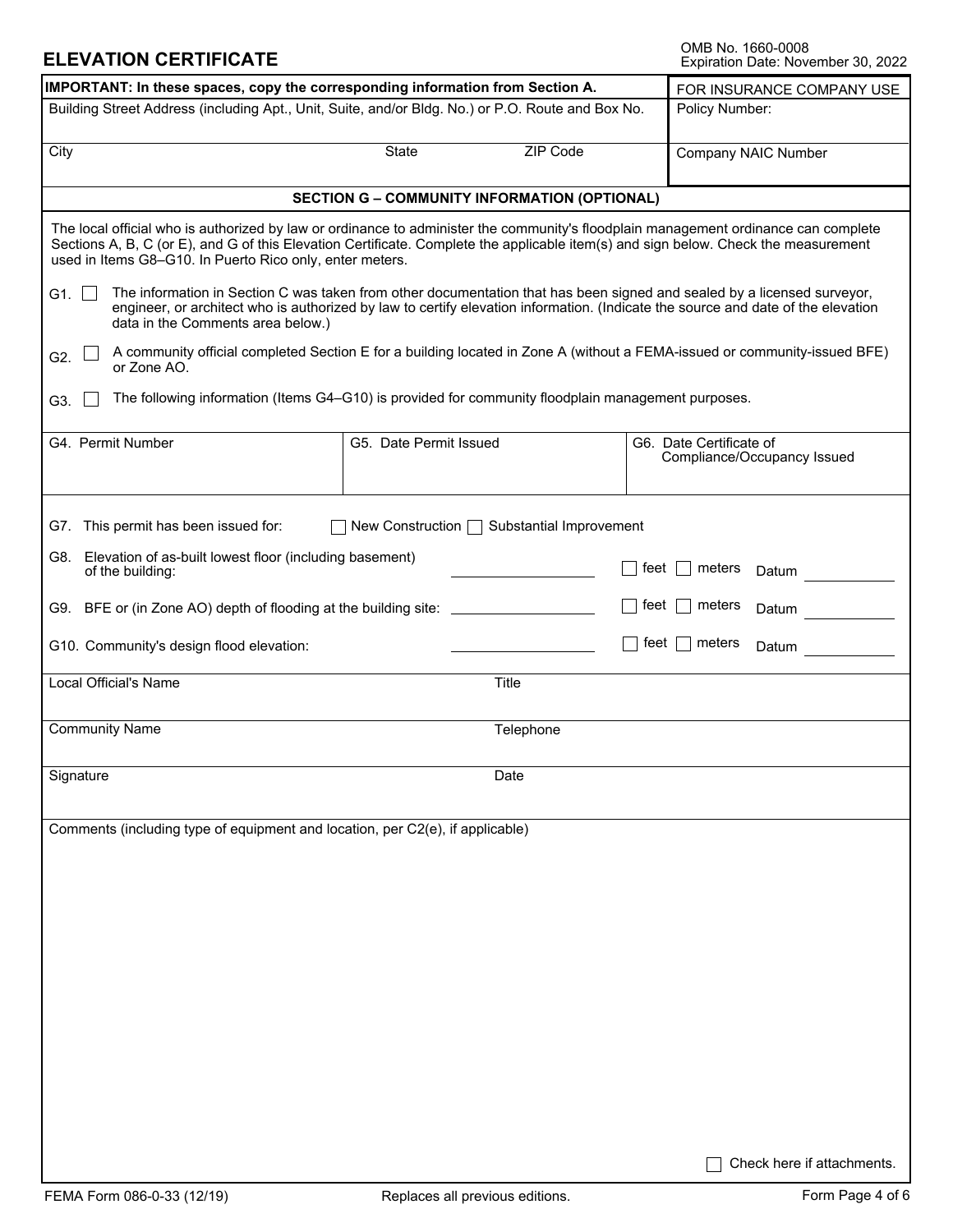# ELEVATION CERTIFICATE

OMB No. 1660-0008
Expiration Date: November 30, 2022

| **IMPORTANT: In these spaces, copy the corresponding information from Section A.** | | | FOR INSURANCE COMPANY USE |
|---|---|---|---|
| Building Street Address (including Apt., Unit, Suite, and/or Bldg. No.) or P.O. Route and Box No. | | | Policy Number: |
| City | State | ZIP Code | Company NAIC Number |

## SECTION G – COMMUNITY INFORMATION (OPTIONAL)

The local official who is authorized by law or ordinance to administer the community's floodplain management ordinance can complete Sections A, B, C (or E), and G of this Elevation Certificate. Complete the applicable item(s) and sign below. Check the measurement used in Items G8–G10. In Puerto Rico only, enter meters.

G1. ☐ The information in Section C was taken from other documentation that has been signed and sealed by a licensed surveyor, engineer, or architect who is authorized by law to certify elevation information. (Indicate the source and date of the elevation data in the Comments area below.)

G2. ☐ A community official completed Section E for a building located in Zone A (without a FEMA-issued or community-issued BFE) or Zone AO.

G3. ☐ The following information (Items G4–G10) is provided for community floodplain management purposes.

| G4. Permit Number | G5. Date Permit Issued | G6. Date Certificate of Compliance/Occupancy Issued |
|---|---|---|
| | | |

G7. This permit has been issued for: ☐ New Construction ☐ Substantial Improvement

G8. Elevation of as-built lowest floor (including basement) of the building: ____________ ☐ feet ☐ meters Datum ____________

G9. BFE or (in Zone AO) depth of flooding at the building site: ____________ ☐ feet ☐ meters Datum ____________

G10. Community's design flood elevation: ____________ ☐ feet ☐ meters Datum ____________

| Local Official's Name | Title |
|---|---|
| Community Name | Telephone |
| Signature | Date |

Comments (including type of equipment and location, per C2(e), if applicable)

☐ Check here if attachments.

FEMA Form 086-0-33 (12/19) Replaces all previous editions.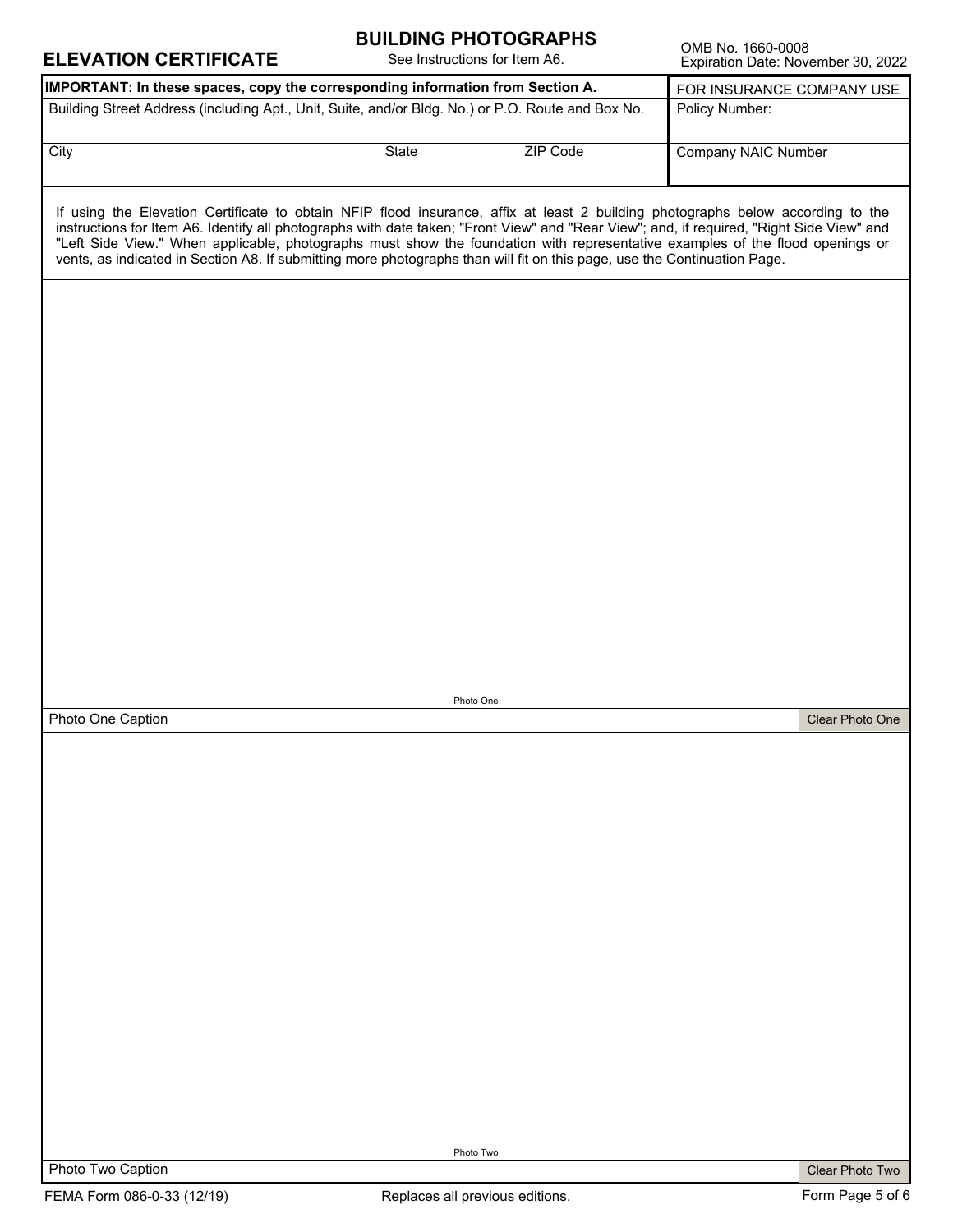# ELEVATION CERTIFICATE

## BUILDING PHOTOGRAPHS

See Instructions for Item A6.

OMB No. 1660-0008
Expiration Date: November 30, 2022

| **IMPORTANT: In these spaces, copy the corresponding information from Section A.** | | | FOR INSURANCE COMPANY USE |
|---|---|---|---|
| Building Street Address (including Apt., Unit, Suite, and/or Bldg. No.) or P.O. Route and Box No. | | | Policy Number: |
| City | State | ZIP Code | Company NAIC Number |

If using the Elevation Certificate to obtain NFIP flood insurance, affix at least 2 building photographs below according to the instructions for Item A6. Identify all photographs with date taken; "Front View" and "Rear View"; and, if required, "Right Side View" and "Left Side View." When applicable, photographs must show the foundation with representative examples of the flood openings or vents, as indicated in Section A8. If submitting more photographs than will fit on this page, use the Continuation Page.

Photo One

Photo One Caption

Clear Photo One

Photo Two

Photo Two Caption

Clear Photo Two

FEMA Form 086-0-33 (12/19) Replaces all previous editions.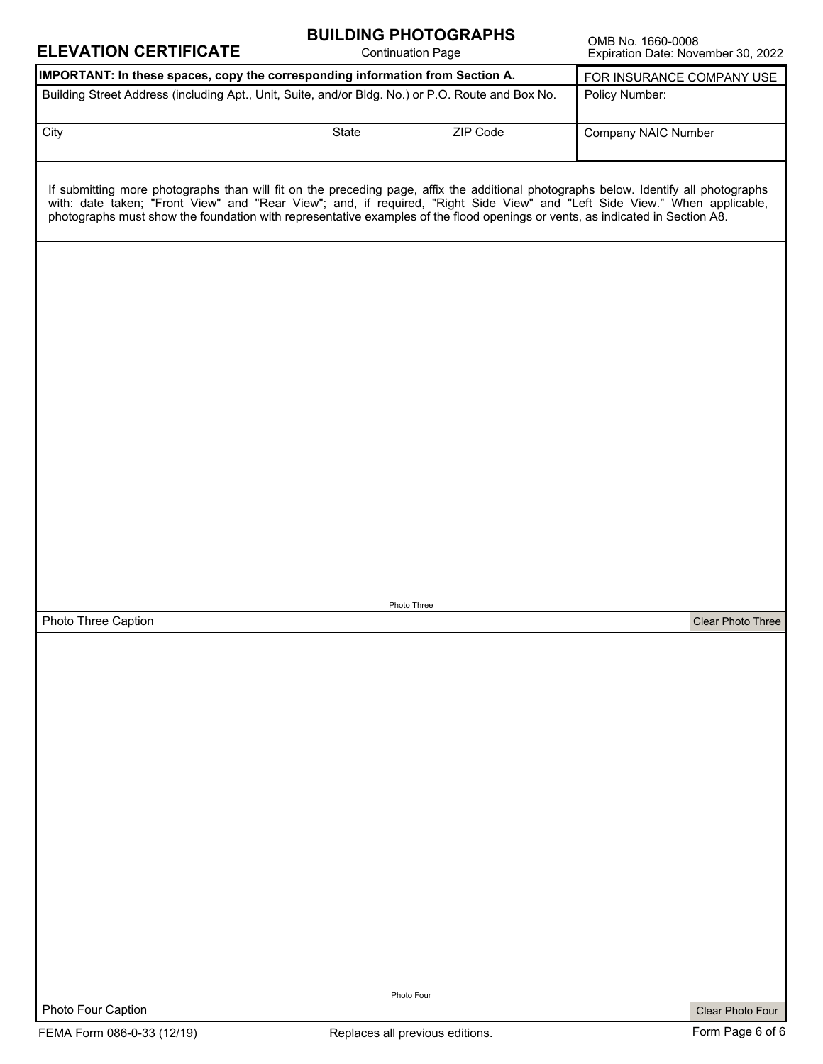# ELEVATION CERTIFICATE

## BUILDING PHOTOGRAPHS

Continuation Page

OMB No. 1660-0008
Expiration Date: November 30, 2022

| IMPORTANT: In these spaces, copy the corresponding information from Section A. | | | FOR INSURANCE COMPANY USE |
|---|---|---|---|
| Building Street Address (including Apt., Unit, Suite, and/or Bldg. No.) or P.O. Route and Box No. | | | Policy Number: |
| City | State | ZIP Code | Company NAIC Number |

If submitting more photographs than will fit on the preceding page, affix the additional photographs below. Identify all photographs with: date taken; "Front View" and "Rear View"; and, if required, "Right Side View" and "Left Side View." When applicable, photographs must show the foundation with representative examples of the flood openings or vents, as indicated in Section A8.

Photo Three

Photo Three Caption

Clear Photo Three

Photo Four

Photo Four Caption

Clear Photo Four

FEMA Form 086-0-33 (12/19) Replaces all previous editions.